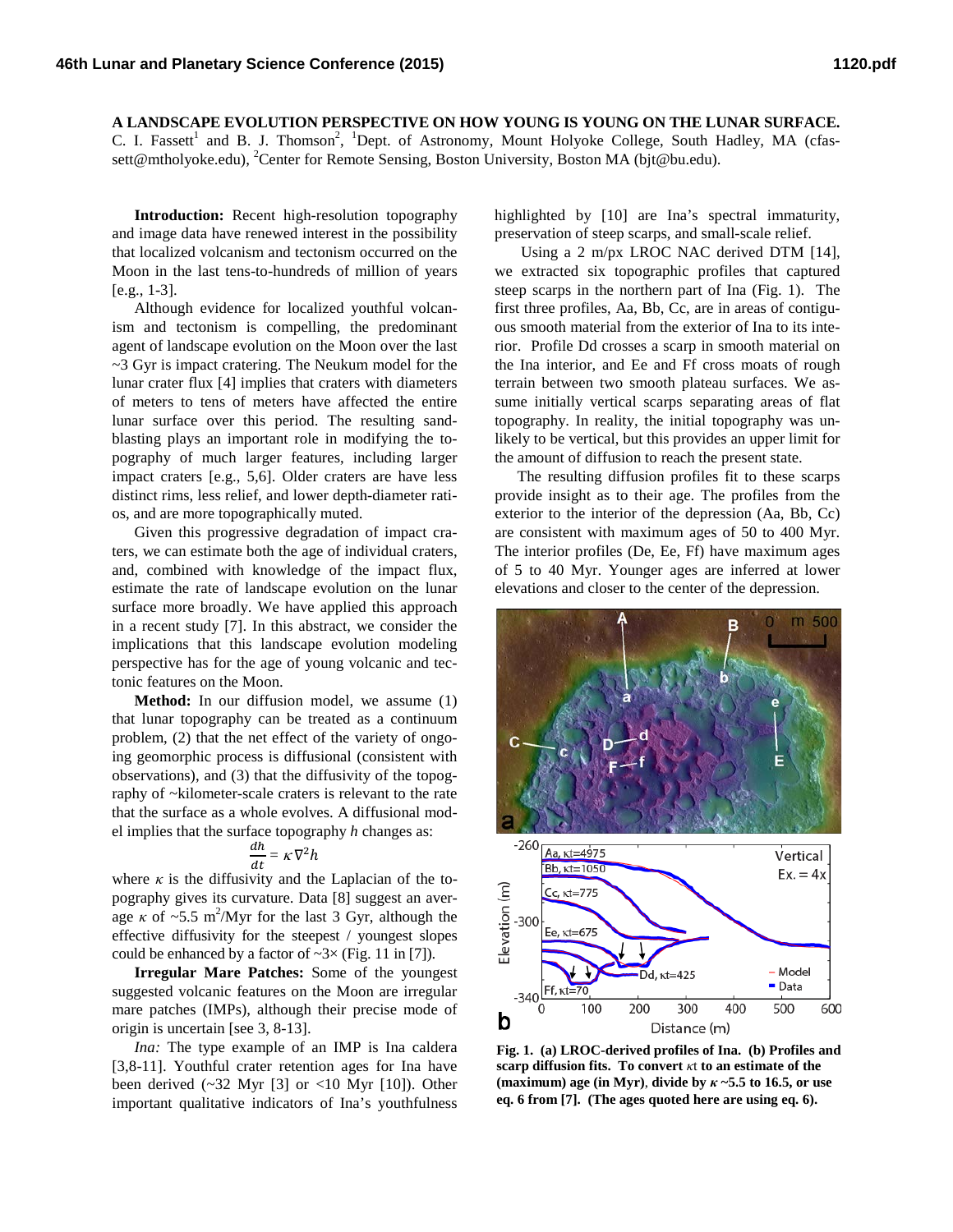# A LANDSCAPE EVOLUTION PERSPECTIVE ON HOW YOUNG IS YOUNG ON THE LUNAR SURFACE.

C. I. Fassett[1] and B. J. Thomson[2], [1]Dept. of Astronomy, Mount Holyoke College, South Hadley, MA (cfassett@mtholyoke.edu), [2]Center for Remote Sensing, Boston University, Boston MA (bjt@bu.edu).

**Introduction:** Recent high-resolution topography and image data have renewed interest in the possibility that localized volcanism and tectonism occurred on the Moon in the last tens-to-hundreds of million of years [e.g., 1-3].

Although evidence for localized youthful volcanism and tectonism is compelling, the predominant agent of landscape evolution on the Moon over the last ~3 Gyr is impact cratering. The Neukum model for the lunar crater flux [4] implies that craters with diameters of meters to tens of meters have affected the entire lunar surface over this period. The resulting sandblasting plays an important role in modifying the topography of much larger features, including larger impact craters [e.g., 5,6]. Older craters are have less distinct rims, less relief, and lower depth-diameter ratios, and are more topographically muted.

Given this progressive degradation of impact craters, we can estimate both the age of individual craters, and, combined with knowledge of the impact flux, estimate the rate of landscape evolution on the lunar surface more broadly. We have applied this approach in a recent study [7]. In this abstract, we consider the implications that this landscape evolution modeling perspective has for the age of young volcanic and tectonic features on the Moon.

**Method:** In our diffusion model, we assume (1) that lunar topography can be treated as a continuum problem, (2) that the net effect of the variety of ongoing geomorphic process is diffusional (consistent with observations), and (3) that the diffusivity of the topography of ~kilometer-scale craters is relevant to the rate that the surface as a whole evolves. A diffusional model implies that the surface topography *h* changes as:

$$\frac{dh}{dt} = \kappa \nabla^2 h$$

where $\kappa$ is the diffusivity and the Laplacian of the topography gives its curvature. Data [8] suggest an average $\kappa$ of ~5.5 $m^2$/Myr for the last 3 Gyr, although the effective diffusivity for the steepest / youngest slopes could be enhanced by a factor of ~3× (Fig. 11 in [7]).

**Irregular Mare Patches:** Some of the youngest suggested volcanic features on the Moon are irregular mare patches (IMPs), although their precise mode of origin is uncertain [see 3, 8-13].

*Ina:* The type example of an IMP is Ina caldera [3,8-11]. Youthful crater retention ages for Ina have been derived (~32 Myr [3] or <10 Myr [10]). Other important qualitative indicators of Ina's youthfulness highlighted by [10] are Ina's spectral immaturity, preservation of steep scarps, and small-scale relief.

Using a 2 m/px LROC NAC derived DTM [14], we extracted six topographic profiles that captured steep scarps in the northern part of Ina (Fig. 1). The first three profiles, Aa, Bb, Cc, are in areas of contiguous smooth material from the exterior of Ina to its interior. Profile Dd crosses a scarp in smooth material on the Ina interior, and Ee and Ff cross moats of rough terrain between two smooth plateau surfaces. We assume initially vertical scarps separating areas of flat topography. In reality, the initial topography was unlikely to be vertical, but this provides an upper limit for the amount of diffusion to reach the present state.

The resulting diffusion profiles fit to these scarps provide insight as to their age. The profiles from the exterior to the interior of the depression (Aa, Bb, Cc) are consistent with maximum ages of 50 to 400 Myr. The interior profiles (De, Ee, Ff) have maximum ages of 5 to 40 Myr. Younger ages are inferred at lower elevations and closer to the center of the depression.

**Fig. 1. (a) LROC-derived profiles of Ina. (b) Profiles and scarp diffusion fits. To convert $\kappa t$ to an estimate of the (maximum) age (in Myr), divide by $\kappa$ ~5.5 to 16.5, or use eq. 6 from [7]. (The ages quoted here are using eq. 6).**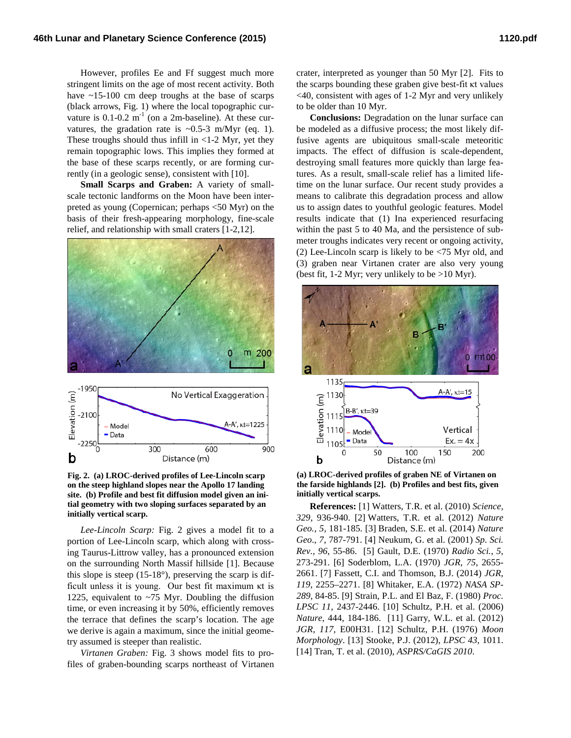However, profiles Ee and Ff suggest much more stringent limits on the age of most recent activity. Both have ~15-100 cm deep troughs at the base of scarps (black arrows, Fig. 1) where the local topographic curvature is 0.1-0.2 $m^{-1}$ (on a 2m-baseline). At these curvatures, the gradation rate is ~0.5-3 m/Myr (eq. 1). These troughs should thus infill in <1-2 Myr, yet they remain topographic lows. This implies they formed at the base of these scarps recently, or are forming currently (in a geologic sense), consistent with [10].

**Small Scarps and Graben:** A variety of small-scale tectonic landforms on the Moon have been interpreted as young (Copernican; perhaps <50 Myr) on the basis of their fresh-appearing morphology, fine-scale relief, and relationship with small craters [1-2,12].

A
A'
0 m 200
a

-1950
-2100
-2250
Elevation (m)
No Vertical Exaggeration
Model
Data
A-A', κt=1225
0 300 600 900
Distance (m)
b

**Fig. 2. (a) LROC-derived profiles of Lee-Lincoln scarp on the steep highland slopes near the Apollo 17 landing site. (b) Profile and best fit diffusion model given an initial geometry with two sloping surfaces separated by an initially vertical scarp.**

*Lee-Lincoln Scarp:* Fig. 2 gives a model fit to a portion of Lee-Lincoln scarp, which along with crossing Taurus-Littrow valley, has a pronounced extension on the surrounding North Massif hillside [1]. Because this slope is steep (15-18°), preserving the scarp is difficult unless it is young. Our best fit maximum κt is 1225, equivalent to ~75 Myr. Doubling the diffusion time, or even increasing it by 50%, efficiently removes the terrace that defines the scarp's location. The age we derive is again a maximum, since the initial geometry assumed is steeper than realistic.

*Virtanen Graben:* Fig. 3 shows model fits to profiles of graben-bounding scarps northeast of Virtanen crater, interpreted as younger than 50 Myr [2]. Fits to the scarps bounding these graben give best-fit κt values <40, consistent with ages of 1-2 Myr and very unlikely to be older than 10 Myr.

**Conclusions:** Degradation on the lunar surface can be modeled as a diffusive process; the most likely diffusive agents are ubiquitous small-scale meteoritic impacts. The effect of diffusion is scale-dependent, destroying small features more quickly than large features. As a result, small-scale relief has a limited lifetime on the lunar surface. Our recent study provides a means to calibrate this degradation process and allow us to assign dates to youthful geologic features. Model results indicate that (1) Ina experienced resurfacing within the past 5 to 40 Ma, and the persistence of submeter troughs indicates very recent or ongoing activity, (2) Lee-Lincoln scarp is likely to be <75 Myr old, and (3) graben near Virtanen crater are also very young (best fit, 1-2 Myr; very unlikely to be >10 Myr).

A A'
B B'
0 m 100
a

1135
1130
1115
1110
1105
Elevation (m)
A-A', κt=15
B-B', κt=39
Model
Data
Vertical
Ex. = 4x
0 50 100 150 200
Distance (m)
b

**(a) LROC-derived profiles of graben NE of Virtanen on the farside highlands [2]. (b) Profiles and best fits, given initially vertical scarps.**

**References:** [1] Watters, T.R. et al. (2010) *Science, 329*, 936-940. [2] Watters, T.R. et al. (2012) *Nature Geo., 5*, 181-185. [3] Braden, S.E. et al. (2014) *Nature Geo*., *7*, 787-791. [4] Neukum, G. et al. (2001) *Sp. Sci. Rev., 96*, 55-86. [5] Gault, D.E. (1970) *Radio Sci.*, *5*, 273-291. [6] Soderblom, L.A. (1970) *JGR*, *75*, 2655-2661. [7] Fassett, C.I. and Thomson, B.J. (2014) *JGR*, *119*, 2255–2271. [8] Whitaker, E.A. (1972) *NASA SP-289*, 84-85. [9] Strain, P.L. and El Baz, F. (1980) *Proc. LPSC 11*, 2437-2446. [10] Schultz, P.H. et al. (2006) *Nature*, 444, 184-186. [11] Garry, W.L. et al. (2012) *JGR*, *117*, E00H31. [12] Schultz, P.H. (1976) *Moon Morphology*. [13] Stooke, P.J. (2012), *LPSC 43*, 1011. [14] Tran, T. et al. (2010), *ASPRS/CaGIS 2010*.